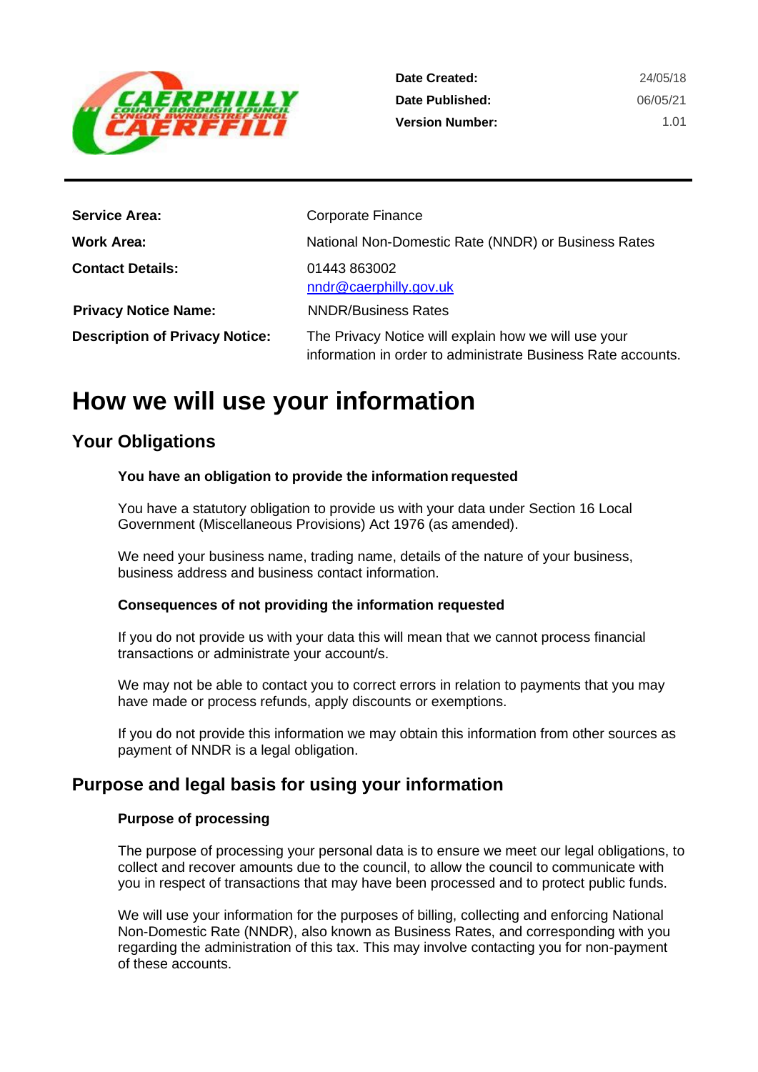| | |
|---|---|
| **Date Created:** | 24/05/18 |
| **Date Published:** | 06/05/21 |
| **Version Number:** | 1.01 |

| | |
|---|---|
| **Service Area:** | Corporate Finance |
| **Work Area:** | National Non-Domestic Rate (NNDR) or Business Rates |
| **Contact Details:** | 01443 863002<br>nndr@caerphilly.gov.uk |
| **Privacy Notice Name:** | NNDR/Business Rates |
| **Description of Privacy Notice:** | The Privacy Notice will explain how we will use your information in order to administrate Business Rate accounts. |

# How we will use your information

## Your Obligations

**You have an obligation to provide the information requested**

You have a statutory obligation to provide us with your data under Section 16 Local Government (Miscellaneous Provisions) Act 1976 (as amended).

We need your business name, trading name, details of the nature of your business, business address and business contact information.

**Consequences of not providing the information requested**

If you do not provide us with your data this will mean that we cannot process financial transactions or administrate your account/s.

We may not be able to contact you to correct errors in relation to payments that you may have made or process refunds, apply discounts or exemptions.

If you do not provide this information we may obtain this information from other sources as payment of NNDR is a legal obligation.

## Purpose and legal basis for using your information

**Purpose of processing**

The purpose of processing your personal data is to ensure we meet our legal obligations, to collect and recover amounts due to the council, to allow the council to communicate with you in respect of transactions that may have been processed and to protect public funds.

We will use your information for the purposes of billing, collecting and enforcing National Non-Domestic Rate (NNDR), also known as Business Rates, and corresponding with you regarding the administration of this tax. This may involve contacting you for non-payment of these accounts.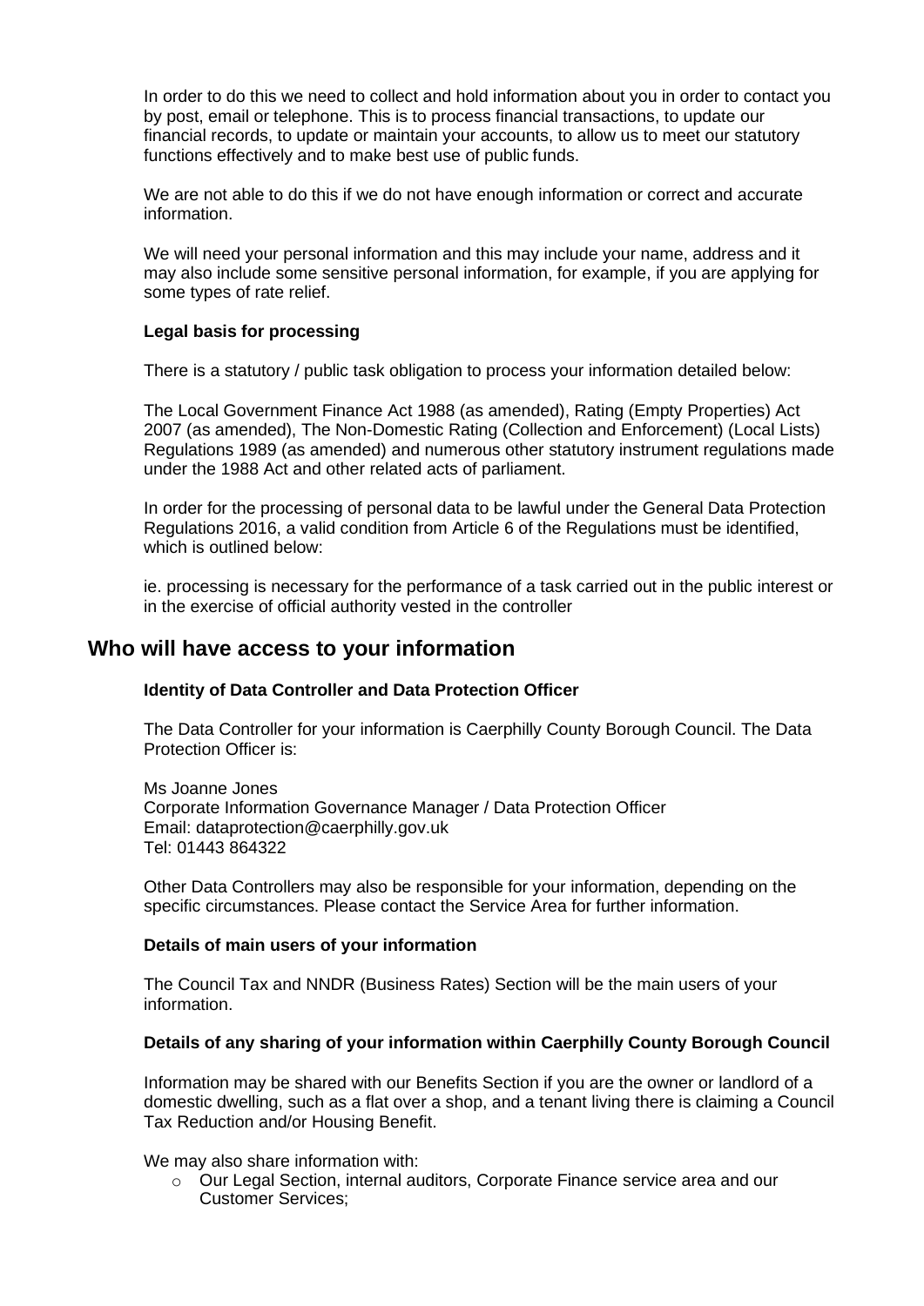In order to do this we need to collect and hold information about you in order to contact you by post, email or telephone. This is to process financial transactions, to update our financial records, to update or maintain your accounts, to allow us to meet our statutory functions effectively and to make best use of public funds.

We are not able to do this if we do not have enough information or correct and accurate information.

We will need your personal information and this may include your name, address and it may also include some sensitive personal information, for example, if you are applying for some types of rate relief.

**Legal basis for processing**

There is a statutory / public task obligation to process your information detailed below:

The Local Government Finance Act 1988 (as amended), Rating (Empty Properties) Act 2007 (as amended), The Non-Domestic Rating (Collection and Enforcement) (Local Lists) Regulations 1989 (as amended) and numerous other statutory instrument regulations made under the 1988 Act and other related acts of parliament.

In order for the processing of personal data to be lawful under the General Data Protection Regulations 2016, a valid condition from Article 6 of the Regulations must be identified, which is outlined below:

ie. processing is necessary for the performance of a task carried out in the public interest or in the exercise of official authority vested in the controller

## Who will have access to your information

**Identity of Data Controller and Data Protection Officer**

The Data Controller for your information is Caerphilly County Borough Council. The Data Protection Officer is:

Ms Joanne Jones
Corporate Information Governance Manager / Data Protection Officer
Email: dataprotection@caerphilly.gov.uk
Tel: 01443 864322

Other Data Controllers may also be responsible for your information, depending on the specific circumstances. Please contact the Service Area for further information.

**Details of main users of your information**

The Council Tax and NNDR (Business Rates) Section will be the main users of your information.

**Details of any sharing of your information within Caerphilly County Borough Council**

Information may be shared with our Benefits Section if you are the owner or landlord of a domestic dwelling, such as a flat over a shop, and a tenant living there is claiming a Council Tax Reduction and/or Housing Benefit.

We may also share information with:

- Our Legal Section, internal auditors, Corporate Finance service area and our Customer Services;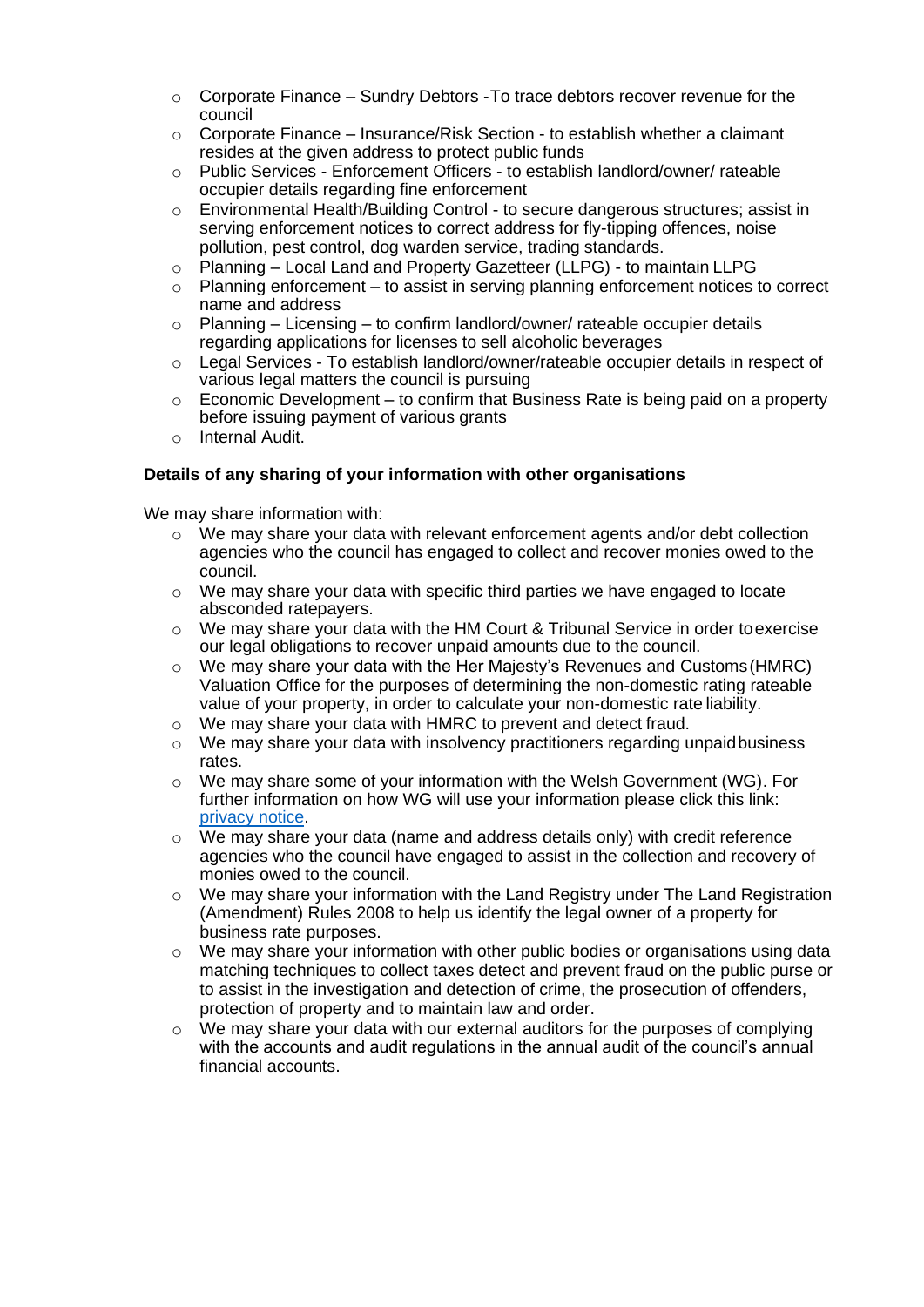- Corporate Finance – Sundry Debtors -To trace debtors recover revenue for the council
- Corporate Finance – Insurance/Risk Section - to establish whether a claimant resides at the given address to protect public funds
- Public Services - Enforcement Officers - to establish landlord/owner/ rateable occupier details regarding fine enforcement
- Environmental Health/Building Control - to secure dangerous structures; assist in serving enforcement notices to correct address for fly-tipping offences, noise pollution, pest control, dog warden service, trading standards.
- Planning – Local Land and Property Gazetteer (LLPG) - to maintain LLPG
- Planning enforcement – to assist in serving planning enforcement notices to correct name and address
- Planning – Licensing – to confirm landlord/owner/ rateable occupier details regarding applications for licenses to sell alcoholic beverages
- Legal Services - To establish landlord/owner/rateable occupier details in respect of various legal matters the council is pursuing
- Economic Development – to confirm that Business Rate is being paid on a property before issuing payment of various grants
- Internal Audit.

**Details of any sharing of your information with other organisations**

We may share information with:

- We may share your data with relevant enforcement agents and/or debt collection agencies who the council has engaged to collect and recover monies owed to the council.
- We may share your data with specific third parties we have engaged to locate absconded ratepayers.
- We may share your data with the HM Court & Tribunal Service in order to exercise our legal obligations to recover unpaid amounts due to the council.
- We may share your data with the Her Majesty's Revenues and Customs (HMRC) Valuation Office for the purposes of determining the non-domestic rating rateable value of your property, in order to calculate your non-domestic rate liability.
- We may share your data with HMRC to prevent and detect fraud.
- We may share your data with insolvency practitioners regarding unpaid business rates.
- We may share some of your information with the Welsh Government (WG). For further information on how WG will use your information please click this link: [privacy notice](privacy notice).
- We may share your data (name and address details only) with credit reference agencies who the council have engaged to assist in the collection and recovery of monies owed to the council.
- We may share your information with the Land Registry under The Land Registration (Amendment) Rules 2008 to help us identify the legal owner of a property for business rate purposes.
- We may share your information with other public bodies or organisations using data matching techniques to collect taxes detect and prevent fraud on the public purse or to assist in the investigation and detection of crime, the prosecution of offenders, protection of property and to maintain law and order.
- We may share your data with our external auditors for the purposes of complying with the accounts and audit regulations in the annual audit of the council's annual financial accounts.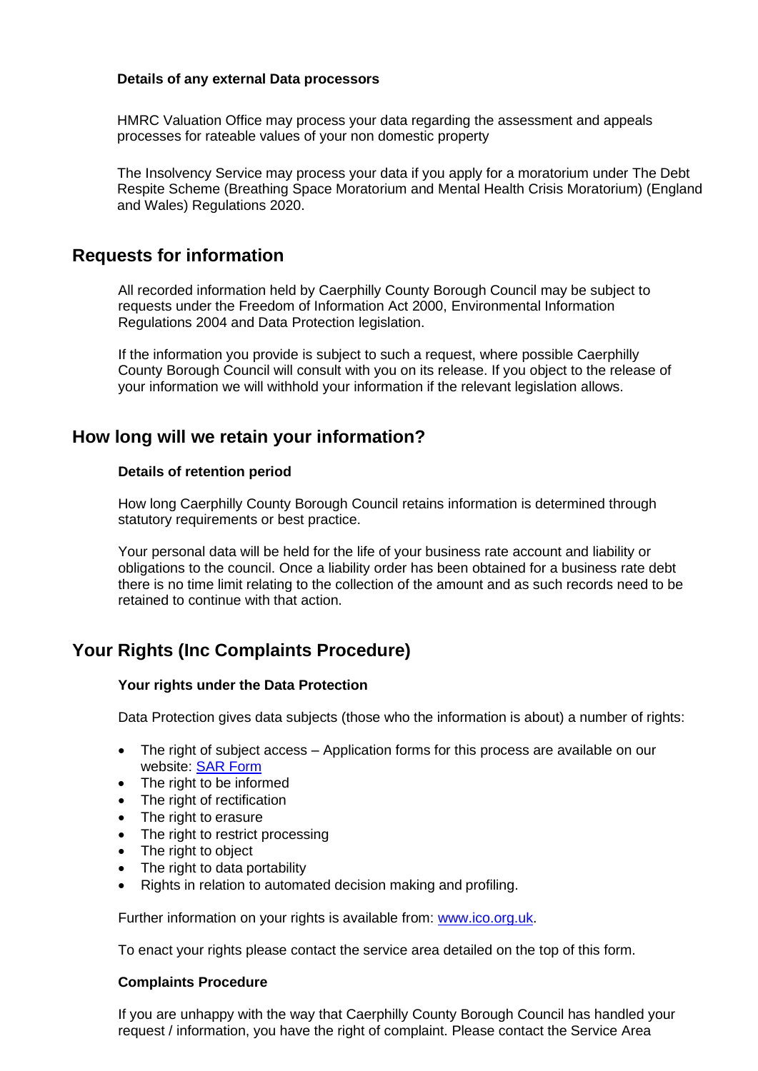**Details of any external Data processors**

HMRC Valuation Office may process your data regarding the assessment and appeals processes for rateable values of your non domestic property

The Insolvency Service may process your data if you apply for a moratorium under The Debt Respite Scheme (Breathing Space Moratorium and Mental Health Crisis Moratorium) (England and Wales) Regulations 2020.

## Requests for information

All recorded information held by Caerphilly County Borough Council may be subject to requests under the Freedom of Information Act 2000, Environmental Information Regulations 2004 and Data Protection legislation.

If the information you provide is subject to such a request, where possible Caerphilly County Borough Council will consult with you on its release. If you object to the release of your information we will withhold your information if the relevant legislation allows.

## How long will we retain your information?

**Details of retention period**

How long Caerphilly County Borough Council retains information is determined through statutory requirements or best practice.

Your personal data will be held for the life of your business rate account and liability or obligations to the council. Once a liability order has been obtained for a business rate debt there is no time limit relating to the collection of the amount and as such records need to be retained to continue with that action.

## Your Rights (Inc Complaints Procedure)

**Your rights under the Data Protection**

Data Protection gives data subjects (those who the information is about) a number of rights:

- The right of subject access – Application forms for this process are available on our website: [SAR Form]
- The right to be informed
- The right of rectification
- The right to erasure
- The right to restrict processing
- The right to object
- The right to data portability
- Rights in relation to automated decision making and profiling.

Further information on your rights is available from: www.ico.org.uk.

To enact your rights please contact the service area detailed on the top of this form.

**Complaints Procedure**

If you are unhappy with the way that Caerphilly County Borough Council has handled your request / information, you have the right of complaint. Please contact the Service Area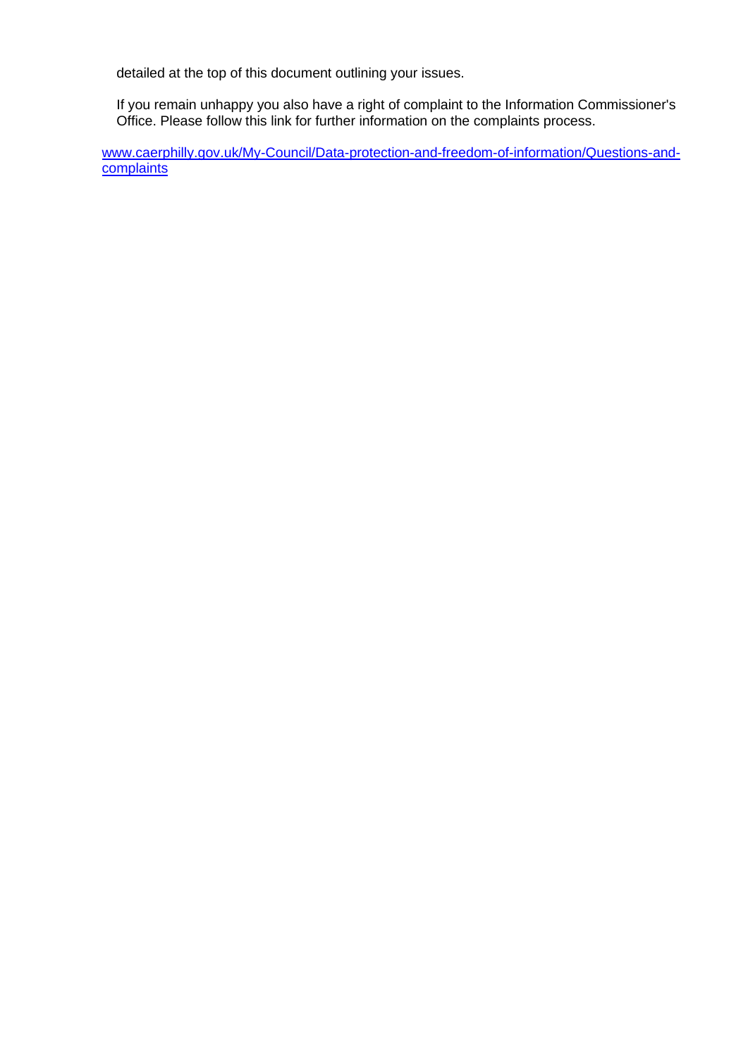detailed at the top of this document outlining your issues.

If you remain unhappy you also have a right of complaint to the Information Commissioner's Office. Please follow this link for further information on the complaints process.

[www.caerphilly.gov.uk/My-Council/Data-protection-and-freedom-of-information/Questions-and-complaints](http://www.caerphilly.gov.uk/My-Council/Data-protection-and-freedom-of-information/Questions-and-complaints)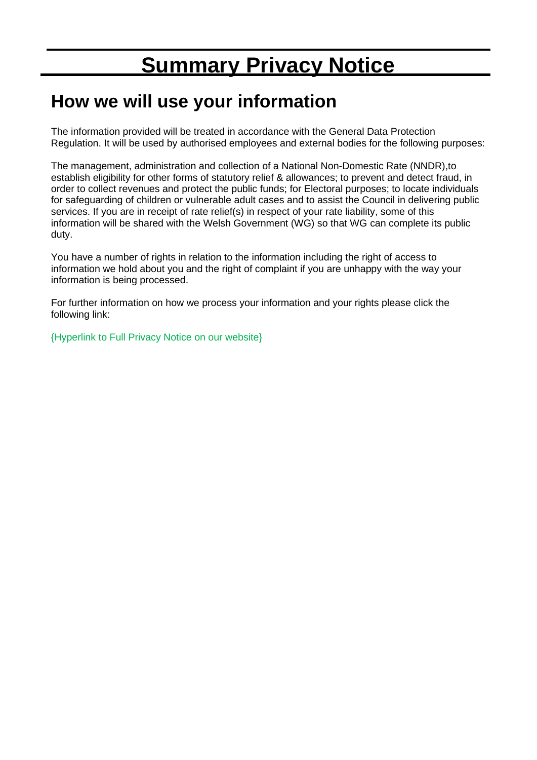# Summary Privacy Notice

## How we will use your information

The information provided will be treated in accordance with the General Data Protection Regulation. It will be used by authorised employees and external bodies for the following purposes:

The management, administration and collection of a National Non-Domestic Rate (NNDR),to establish eligibility for other forms of statutory relief & allowances; to prevent and detect fraud, in order to collect revenues and protect the public funds; for Electoral purposes; to locate individuals for safeguarding of children or vulnerable adult cases and to assist the Council in delivering public services. If you are in receipt of rate relief(s) in respect of your rate liability, some of this information will be shared with the Welsh Government (WG) so that WG can complete its public duty.

You have a number of rights in relation to the information including the right of access to information we hold about you and the right of complaint if you are unhappy with the way your information is being processed.

For further information on how we process your information and your rights please click the following link:

{Hyperlink to Full Privacy Notice on our website}